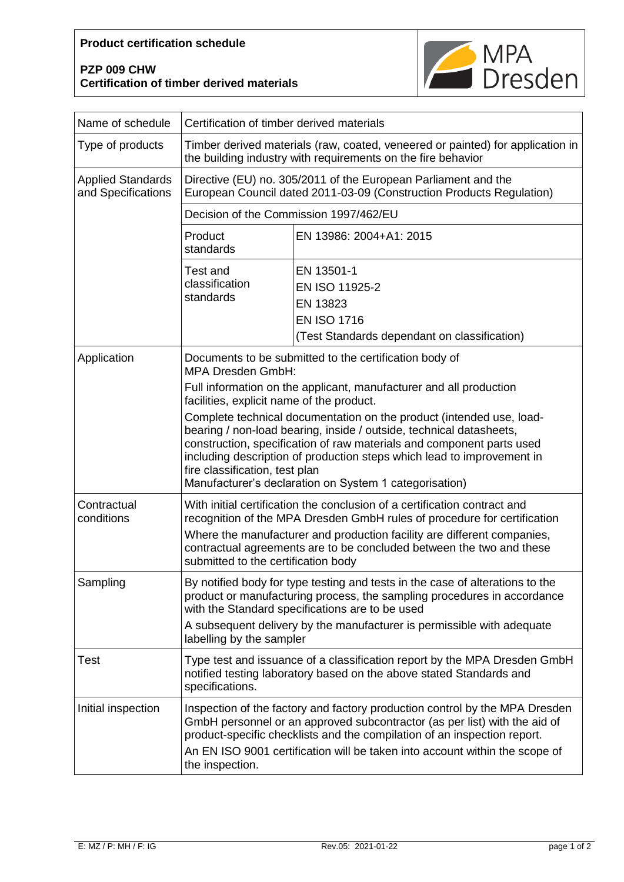**Product certification schedule**

**PZP 009 CHW**
**Certification of timber derived materials**

MPA Dresden

| | | |
|---|---|---|
| Name of schedule | Certification of timber derived materials | |
| Type of products | Timber derived materials (raw, coated, veneered or painted) for application in the building industry with requirements on the fire behavior | |
| Applied Standards and Specifications | Directive (EU) no. 305/2011 of the European Parliament and the European Council dated 2011-03-09 (Construction Products Regulation) | |
| | Decision of the Commission 1997/462/EU | |
| | Product standards | EN 13986: 2004+A1: 2015 |
| | Test and classification standards | EN 13501-1<br>EN ISO 11925-2<br>EN 13823<br>EN ISO 1716<br>(Test Standards dependant on classification) |
| Application | Documents to be submitted to the certification body of MPA Dresden GmbH:<br>Full information on the applicant, manufacturer and all production facilities, explicit name of the product.<br>Complete technical documentation on the product (intended use, load-bearing / non-load bearing, inside / outside, technical datasheets, construction, specification of raw materials and component parts used including description of production steps which lead to improvement in fire classification, test plan<br>Manufacturer's declaration on System 1 categorisation) | |
| Contractual conditions | With initial certification the conclusion of a certification contract and recognition of the MPA Dresden GmbH rules of procedure for certification<br>Where the manufacturer and production facility are different companies, contractual agreements are to be concluded between the two and these submitted to the certification body | |
| Sampling | By notified body for type testing and tests in the case of alterations to the product or manufacturing process, the sampling procedures in accordance with the Standard specifications are to be used<br>A subsequent delivery by the manufacturer is permissible with adequate labelling by the sampler | |
| Test | Type test and issuance of a classification report by the MPA Dresden GmbH notified testing laboratory based on the above stated Standards and specifications. | |
| Initial inspection | Inspection of the factory and factory production control by the MPA Dresden GmbH personnel or an approved subcontractor (as per list) with the aid of product-specific checklists and the compilation of an inspection report.<br>An EN ISO 9001 certification will be taken into account within the scope of the inspection. | |

E: MZ / P: MH / F: IG Rev.05: 2021-01-22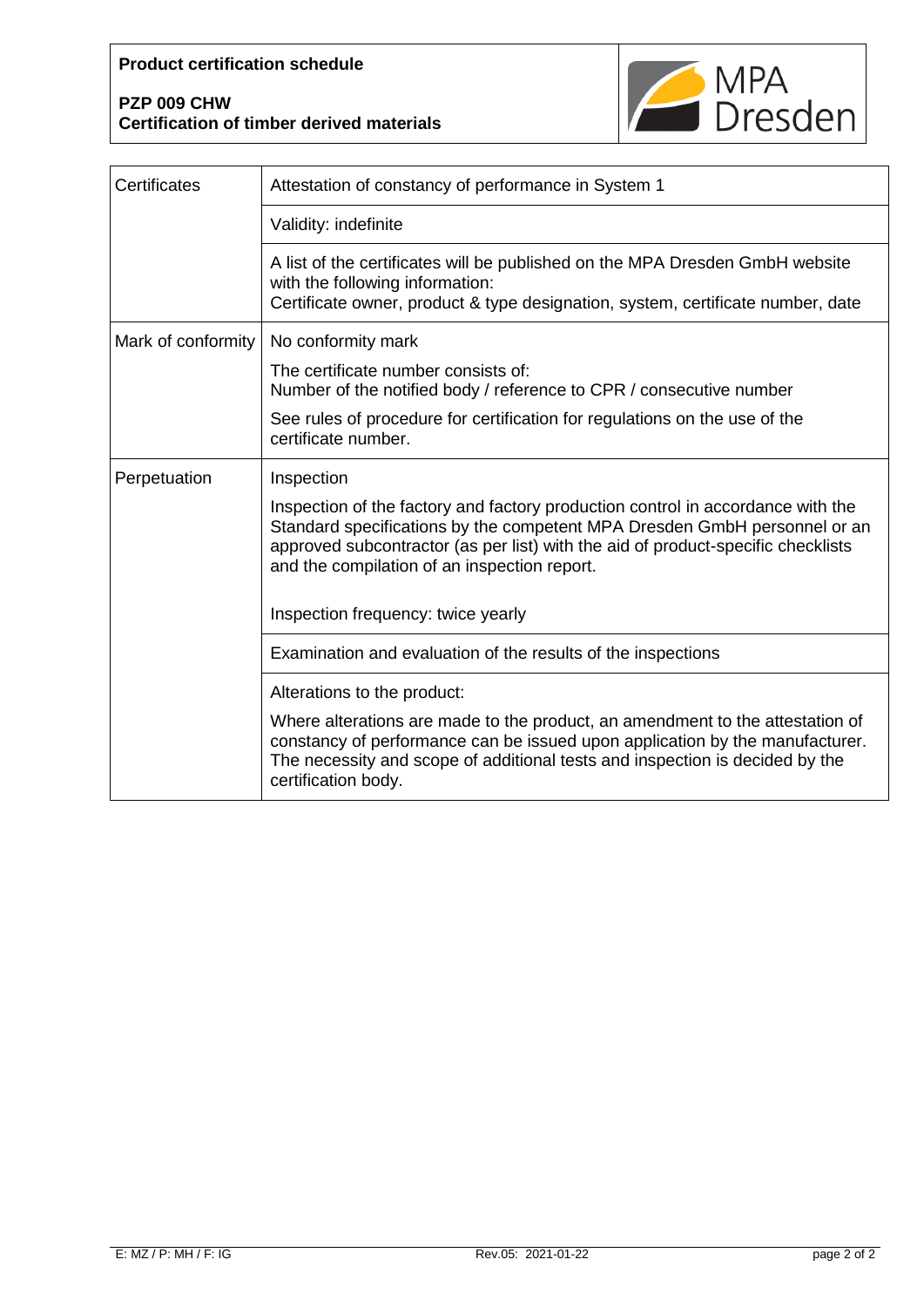| | | |
|---|---|---|
| Certificates | Attestation of constancy of performance in System 1 |
| | Validity: indefinite |
| | A list of the certificates will be published on the MPA Dresden GmbH website with the following information:<br>Certificate owner, product & type designation, system, certificate number, date |
| Mark of conformity | No conformity mark<br><br>The certificate number consists of:<br>Number of the notified body / reference to CPR / consecutive number<br><br>See rules of procedure for certification for regulations on the use of the certificate number. |
| Perpetuation | Inspection<br><br>Inspection of the factory and factory production control in accordance with the Standard specifications by the competent MPA Dresden GmbH personnel or an approved subcontractor (as per list) with the aid of product-specific checklists and the compilation of an inspection report.<br><br>Inspection frequency: twice yearly |
| | Examination and evaluation of the results of the inspections |
| | Alterations to the product:<br><br>Where alterations are made to the product, an amendment to the attestation of constancy of performance can be issued upon application by the manufacturer. The necessity and scope of additional tests and inspection is decided by the certification body. |